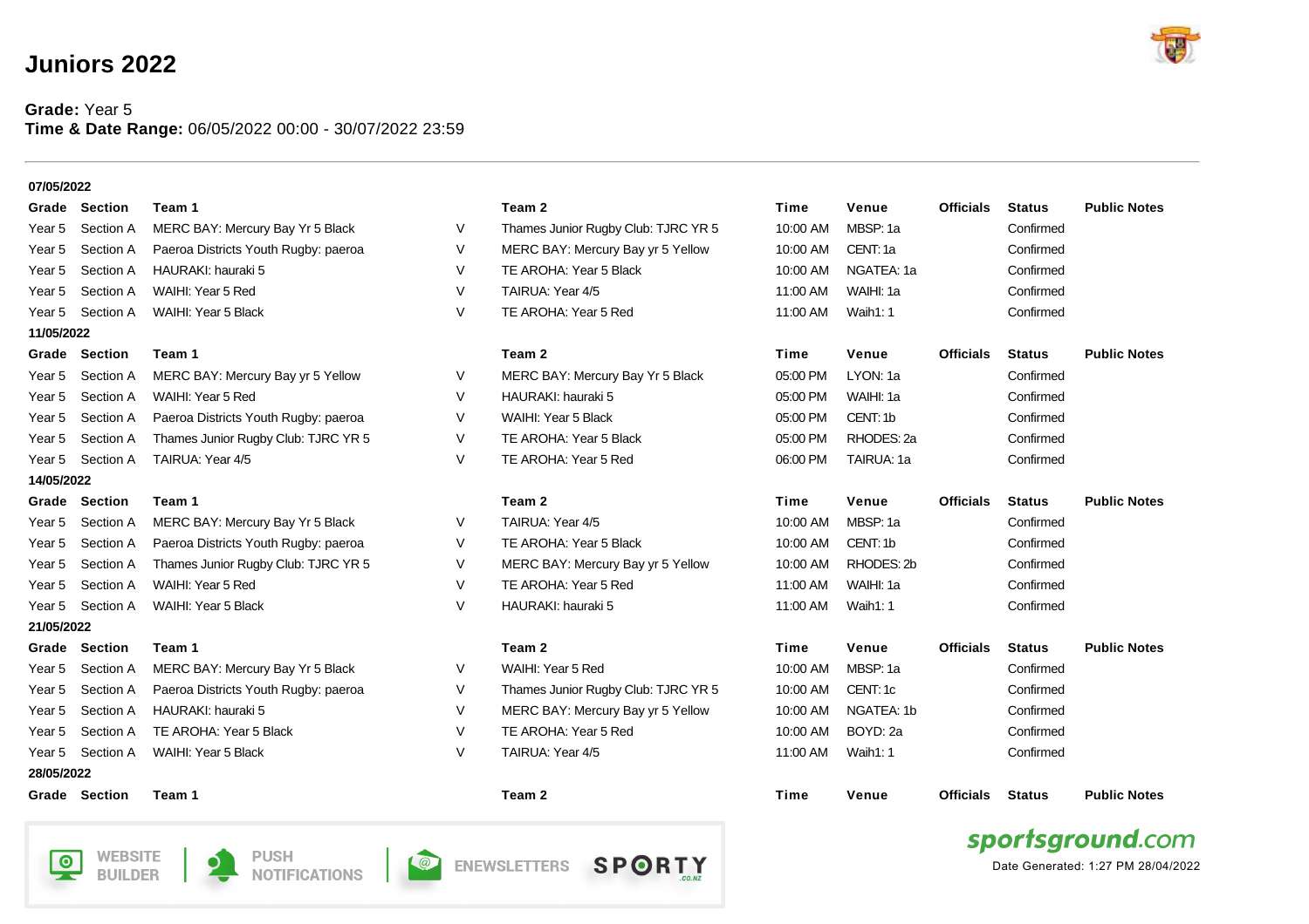# Juniors 2022

**Grade:** Year 5
**Time & Date Range:** 06/05/2022 00:00 - 30/07/2022 23:59

---

**07/05/2022**

| Grade | Section | Team 1 | | Team 2 | Time | Venue | Officials | Status | Public Notes |
|---|---|---|---|---|---|---|---|---|---|
| Year 5 | Section A | MERC BAY: Mercury Bay Yr 5 Black | V | Thames Junior Rugby Club: TJRC YR 5 | 10:00 AM | MBSP: 1a | | Confirmed | |
| Year 5 | Section A | Paeroa Districts Youth Rugby: paeroa | V | MERC BAY: Mercury Bay yr 5 Yellow | 10:00 AM | CENT: 1a | | Confirmed | |
| Year 5 | Section A | HAURAKI: hauraki 5 | V | TE AROHA: Year 5 Black | 10:00 AM | NGATEA: 1a | | Confirmed | |
| Year 5 | Section A | WAIHI: Year 5 Red | V | TAIRUA: Year 4/5 | 11:00 AM | WAIHI: 1a | | Confirmed | |
| Year 5 | Section A | WAIHI: Year 5 Black | V | TE AROHA: Year 5 Red | 11:00 AM | Waih1: 1 | | Confirmed | |

**11/05/2022**

| Grade | Section | Team 1 | | Team 2 | Time | Venue | Officials | Status | Public Notes |
|---|---|---|---|---|---|---|---|---|---|
| Year 5 | Section A | MERC BAY: Mercury Bay yr 5 Yellow | V | MERC BAY: Mercury Bay Yr 5 Black | 05:00 PM | LYON: 1a | | Confirmed | |
| Year 5 | Section A | WAIHI: Year 5 Red | V | HAURAKI: hauraki 5 | 05:00 PM | WAIHI: 1a | | Confirmed | |
| Year 5 | Section A | Paeroa Districts Youth Rugby: paeroa | V | WAIHI: Year 5 Black | 05:00 PM | CENT: 1b | | Confirmed | |
| Year 5 | Section A | Thames Junior Rugby Club: TJRC YR 5 | V | TE AROHA: Year 5 Black | 05:00 PM | RHODES: 2a | | Confirmed | |
| Year 5 | Section A | TAIRUA: Year 4/5 | V | TE AROHA: Year 5 Red | 06:00 PM | TAIRUA: 1a | | Confirmed | |

**14/05/2022**

| Grade | Section | Team 1 | | Team 2 | Time | Venue | Officials | Status | Public Notes |
|---|---|---|---|---|---|---|---|---|---|
| Year 5 | Section A | MERC BAY: Mercury Bay Yr 5 Black | V | TAIRUA: Year 4/5 | 10:00 AM | MBSP: 1a | | Confirmed | |
| Year 5 | Section A | Paeroa Districts Youth Rugby: paeroa | V | TE AROHA: Year 5 Black | 10:00 AM | CENT: 1b | | Confirmed | |
| Year 5 | Section A | Thames Junior Rugby Club: TJRC YR 5 | V | MERC BAY: Mercury Bay yr 5 Yellow | 10:00 AM | RHODES: 2b | | Confirmed | |
| Year 5 | Section A | WAIHI: Year 5 Red | V | TE AROHA: Year 5 Red | 11:00 AM | WAIHI: 1a | | Confirmed | |
| Year 5 | Section A | WAIHI: Year 5 Black | V | HAURAKI: hauraki 5 | 11:00 AM | Waih1: 1 | | Confirmed | |

**21/05/2022**

| Grade | Section | Team 1 | | Team 2 | Time | Venue | Officials | Status | Public Notes |
|---|---|---|---|---|---|---|---|---|---|
| Year 5 | Section A | MERC BAY: Mercury Bay Yr 5 Black | V | WAIHI: Year 5 Red | 10:00 AM | MBSP: 1a | | Confirmed | |
| Year 5 | Section A | Paeroa Districts Youth Rugby: paeroa | V | Thames Junior Rugby Club: TJRC YR 5 | 10:00 AM | CENT: 1c | | Confirmed | |
| Year 5 | Section A | HAURAKI: hauraki 5 | V | MERC BAY: Mercury Bay yr 5 Yellow | 10:00 AM | NGATEA: 1b | | Confirmed | |
| Year 5 | Section A | TE AROHA: Year 5 Black | V | TE AROHA: Year 5 Red | 10:00 AM | BOYD: 2a | | Confirmed | |
| Year 5 | Section A | WAIHI: Year 5 Black | V | TAIRUA: Year 4/5 | 11:00 AM | Waih1: 1 | | Confirmed | |

**28/05/2022**

| Grade | Section | Team 1 | | Team 2 | Time | Venue | Officials | Status | Public Notes |
|---|---|---|---|---|---|---|---|---|---|

WEBSITE BUILDER | PUSH NOTIFICATIONS | ENEWSLETTERS | SPORTY.CO.NZ

sportsground.com

Date Generated: 1:27 PM 28/04/2022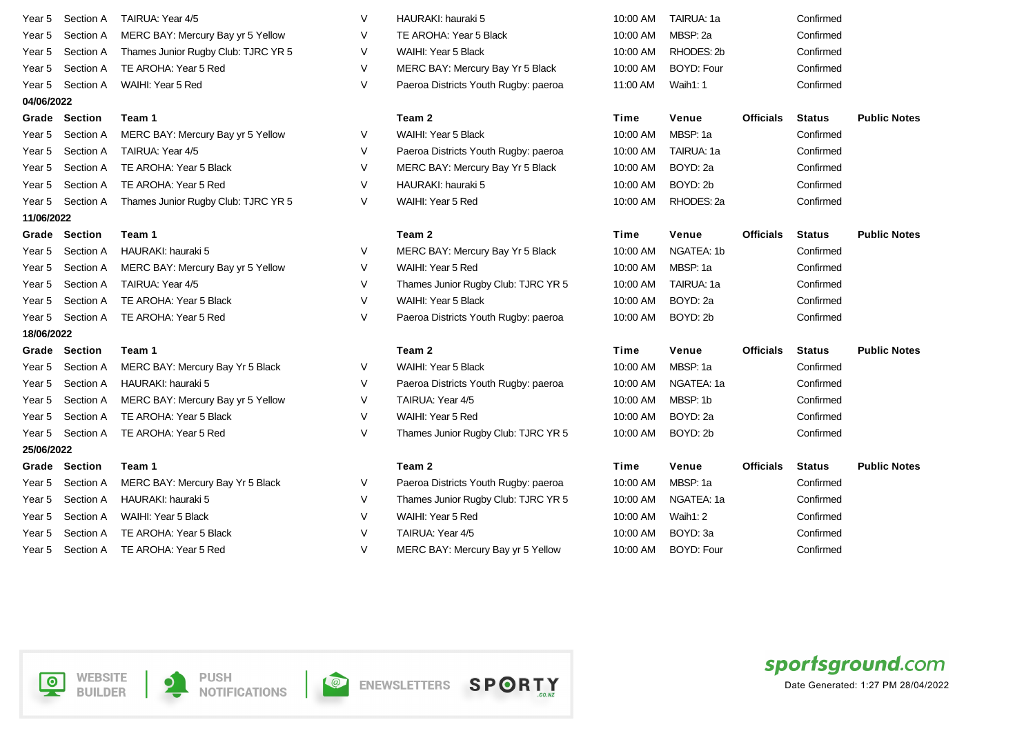| Grade | Section | Team 1 | | Team 2 | Time | Venue | Officials | Status | Public Notes |
|---|---|---|---|---|---|---|---|---|---|
| Year 5 | Section A | TAIRUA: Year 4/5 | V | HAURAKI: hauraki 5 | 10:00 AM | TAIRUA: 1a | | Confirmed | |
| Year 5 | Section A | MERC BAY: Mercury Bay yr 5 Yellow | V | TE AROHA: Year 5 Black | 10:00 AM | MBSP: 2a | | Confirmed | |
| Year 5 | Section A | Thames Junior Rugby Club: TJRC YR 5 | V | WAIHI: Year 5 Black | 10:00 AM | RHODES: 2b | | Confirmed | |
| Year 5 | Section A | TE AROHA: Year 5 Red | V | MERC BAY: Mercury Bay Yr 5 Black | 10:00 AM | BOYD: Four | | Confirmed | |
| Year 5 | Section A | WAIHI: Year 5 Red | V | Paeroa Districts Youth Rugby: paeroa | 11:00 AM | Waih1: 1 | | Confirmed | |

**04/06/2022**

| Grade | Section | Team 1 | | Team 2 | Time | Venue | Officials | Status | Public Notes |
|---|---|---|---|---|---|---|---|---|---|
| Year 5 | Section A | MERC BAY: Mercury Bay yr 5 Yellow | V | WAIHI: Year 5 Black | 10:00 AM | MBSP: 1a | | Confirmed | |
| Year 5 | Section A | TAIRUA: Year 4/5 | V | Paeroa Districts Youth Rugby: paeroa | 10:00 AM | TAIRUA: 1a | | Confirmed | |
| Year 5 | Section A | TE AROHA: Year 5 Black | V | MERC BAY: Mercury Bay Yr 5 Black | 10:00 AM | BOYD: 2a | | Confirmed | |
| Year 5 | Section A | TE AROHA: Year 5 Red | V | HAURAKI: hauraki 5 | 10:00 AM | BOYD: 2b | | Confirmed | |
| Year 5 | Section A | Thames Junior Rugby Club: TJRC YR 5 | V | WAIHI: Year 5 Red | 10:00 AM | RHODES: 2a | | Confirmed | |

**11/06/2022**

| Grade | Section | Team 1 | | Team 2 | Time | Venue | Officials | Status | Public Notes |
|---|---|---|---|---|---|---|---|---|---|
| Year 5 | Section A | HAURAKI: hauraki 5 | V | MERC BAY: Mercury Bay Yr 5 Black | 10:00 AM | NGATEA: 1b | | Confirmed | |
| Year 5 | Section A | MERC BAY: Mercury Bay yr 5 Yellow | V | WAIHI: Year 5 Red | 10:00 AM | MBSP: 1a | | Confirmed | |
| Year 5 | Section A | TAIRUA: Year 4/5 | V | Thames Junior Rugby Club: TJRC YR 5 | 10:00 AM | TAIRUA: 1a | | Confirmed | |
| Year 5 | Section A | TE AROHA: Year 5 Black | V | WAIHI: Year 5 Black | 10:00 AM | BOYD: 2a | | Confirmed | |
| Year 5 | Section A | TE AROHA: Year 5 Red | V | Paeroa Districts Youth Rugby: paeroa | 10:00 AM | BOYD: 2b | | Confirmed | |

**18/06/2022**

| Grade | Section | Team 1 | | Team 2 | Time | Venue | Officials | Status | Public Notes |
|---|---|---|---|---|---|---|---|---|---|
| Year 5 | Section A | MERC BAY: Mercury Bay Yr 5 Black | V | WAIHI: Year 5 Black | 10:00 AM | MBSP: 1a | | Confirmed | |
| Year 5 | Section A | HAURAKI: hauraki 5 | V | Paeroa Districts Youth Rugby: paeroa | 10:00 AM | NGATEA: 1a | | Confirmed | |
| Year 5 | Section A | MERC BAY: Mercury Bay yr 5 Yellow | V | TAIRUA: Year 4/5 | 10:00 AM | MBSP: 1b | | Confirmed | |
| Year 5 | Section A | TE AROHA: Year 5 Black | V | WAIHI: Year 5 Red | 10:00 AM | BOYD: 2a | | Confirmed | |
| Year 5 | Section A | TE AROHA: Year 5 Red | V | Thames Junior Rugby Club: TJRC YR 5 | 10:00 AM | BOYD: 2b | | Confirmed | |

**25/06/2022**

| Grade | Section | Team 1 | | Team 2 | Time | Venue | Officials | Status | Public Notes |
|---|---|---|---|---|---|---|---|---|---|
| Year 5 | Section A | MERC BAY: Mercury Bay Yr 5 Black | V | Paeroa Districts Youth Rugby: paeroa | 10:00 AM | MBSP: 1a | | Confirmed | |
| Year 5 | Section A | HAURAKI: hauraki 5 | V | Thames Junior Rugby Club: TJRC YR 5 | 10:00 AM | NGATEA: 1a | | Confirmed | |
| Year 5 | Section A | WAIHI: Year 5 Black | V | WAIHI: Year 5 Red | 10:00 AM | Waih1: 2 | | Confirmed | |
| Year 5 | Section A | TE AROHA: Year 5 Black | V | TAIRUA: Year 4/5 | 10:00 AM | BOYD: 3a | | Confirmed | |
| Year 5 | Section A | TE AROHA: Year 5 Red | V | MERC BAY: Mercury Bay yr 5 Yellow | 10:00 AM | BOYD: Four | | Confirmed | |

WEBSITE BUILDER | PUSH NOTIFICATIONS | ENEWSLETTERS SPORTY .CO.NZ

sportsground.com

Date Generated: 1:27 PM 28/04/2022